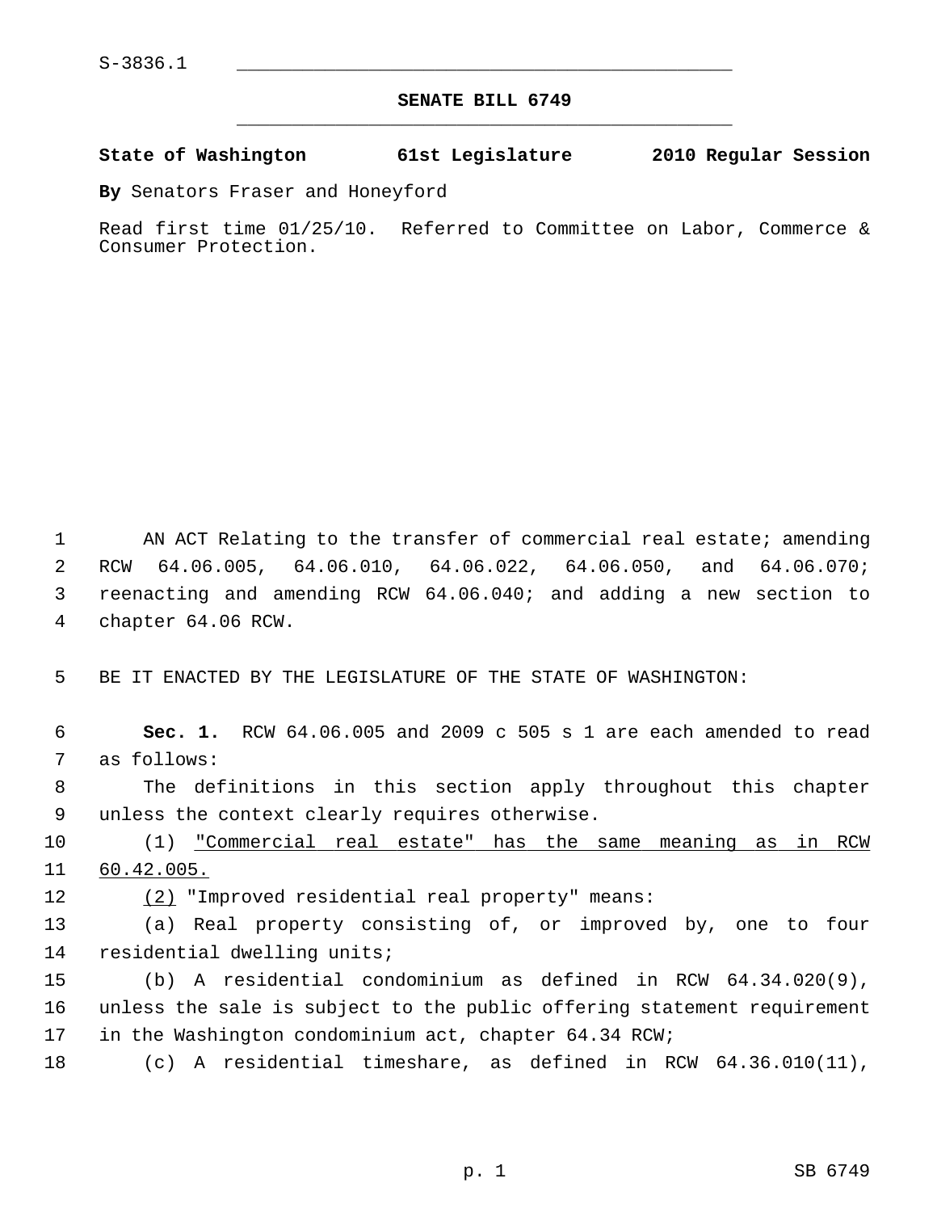S-3836.1

**SENATE BILL 6749**

**State of Washington 61st Legislature 2010 Regular Session**

**By** Senators Fraser and Honeyford

Read first time 01/25/10. Referred to Committee on Labor, Commerce & Consumer Protection.

AN ACT Relating to the transfer of commercial real estate; amending RCW 64.06.005, 64.06.010, 64.06.022, 64.06.050, and 64.06.070; reenacting and amending RCW 64.06.040; and adding a new section to chapter 64.06 RCW.

BE IT ENACTED BY THE LEGISLATURE OF THE STATE OF WASHINGTON:

**Sec. 1.** RCW 64.06.005 and 2009 c 505 s 1 are each amended to read as follows:

The definitions in this section apply throughout this chapter unless the context clearly requires otherwise.

(1) <u>"Commercial real estate" has the same meaning as in RCW 60.42.005.</u>

<u>(2)</u> "Improved residential real property" means:

(a) Real property consisting of, or improved by, one to four residential dwelling units;

(b) A residential condominium as defined in RCW 64.34.020(9), unless the sale is subject to the public offering statement requirement in the Washington condominium act, chapter 64.34 RCW;

(c) A residential timeshare, as defined in RCW 64.36.010(11),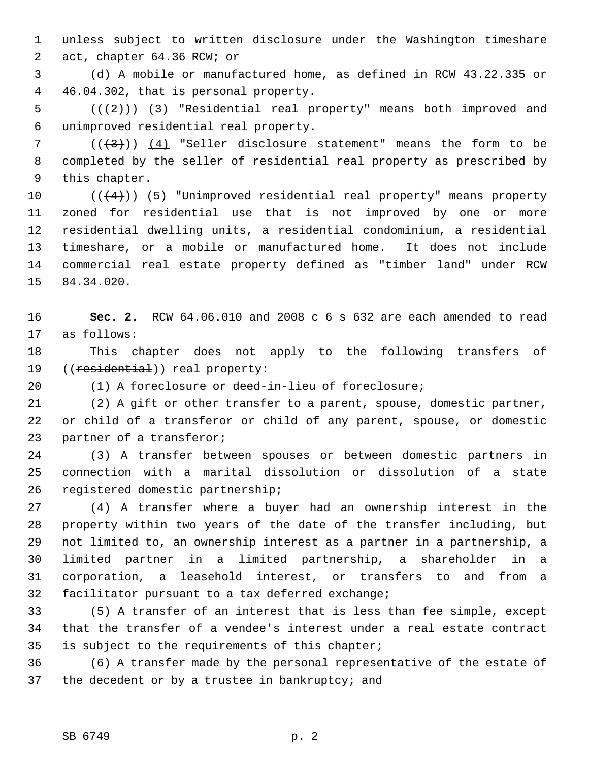unless subject to written disclosure under the Washington timeshare act, chapter 64.36 RCW; or

(d) A mobile or manufactured home, as defined in RCW 43.22.335 or 46.04.302, that is personal property.

(((2))) <u>(3)</u> "Residential real property" means both improved and unimproved residential real property.

(((3))) <u>(4)</u> "Seller disclosure statement" means the form to be completed by the seller of residential real property as prescribed by this chapter.

(((4))) <u>(5)</u> "Unimproved residential real property" means property zoned for residential use that is not improved by <u>one or more</u> residential dwelling units, a residential condominium, a residential timeshare, or a mobile or manufactured home. It does not include <u>commercial real estate</u> property defined as "timber land" under RCW 84.34.020.

**Sec. 2.** RCW 64.06.010 and 2008 c 6 s 632 are each amended to read as follows:

This chapter does not apply to the following transfers of ((~~residential~~)) real property:

(1) A foreclosure or deed-in-lieu of foreclosure;

(2) A gift or other transfer to a parent, spouse, domestic partner, or child of a transferor or child of any parent, spouse, or domestic partner of a transferor;

(3) A transfer between spouses or between domestic partners in connection with a marital dissolution or dissolution of a state registered domestic partnership;

(4) A transfer where a buyer had an ownership interest in the property within two years of the date of the transfer including, but not limited to, an ownership interest as a partner in a partnership, a limited partner in a limited partnership, a shareholder in a corporation, a leasehold interest, or transfers to and from a facilitator pursuant to a tax deferred exchange;

(5) A transfer of an interest that is less than fee simple, except that the transfer of a vendee's interest under a real estate contract is subject to the requirements of this chapter;

(6) A transfer made by the personal representative of the estate of the decedent or by a trustee in bankruptcy; and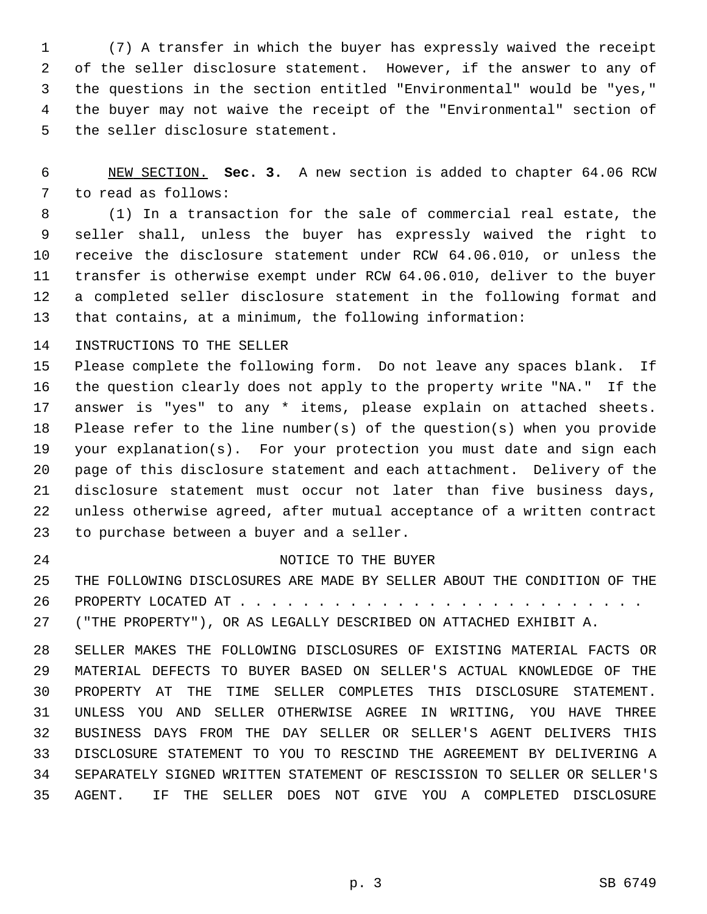(7) A transfer in which the buyer has expressly waived the receipt of the seller disclosure statement. However, if the answer to any of the questions in the section entitled "Environmental" would be "yes," the buyer may not waive the receipt of the "Environmental" section of the seller disclosure statement.

NEW SECTION. **Sec. 3.** A new section is added to chapter 64.06 RCW to read as follows:

(1) In a transaction for the sale of commercial real estate, the seller shall, unless the buyer has expressly waived the right to receive the disclosure statement under RCW 64.06.010, or unless the transfer is otherwise exempt under RCW 64.06.010, deliver to the buyer a completed seller disclosure statement in the following format and that contains, at a minimum, the following information:

INSTRUCTIONS TO THE SELLER

Please complete the following form. Do not leave any spaces blank. If the question clearly does not apply to the property write "NA." If the answer is "yes" to any * items, please explain on attached sheets. Please refer to the line number(s) of the question(s) when you provide your explanation(s). For your protection you must date and sign each page of this disclosure statement and each attachment. Delivery of the disclosure statement must occur not later than five business days, unless otherwise agreed, after mutual acceptance of a written contract to purchase between a buyer and a seller.

NOTICE TO THE BUYER

THE FOLLOWING DISCLOSURES ARE MADE BY SELLER ABOUT THE CONDITION OF THE PROPERTY LOCATED AT . . . . . . . . . . . . . . . . . . . . . . . . . . . ("THE PROPERTY"), OR AS LEGALLY DESCRIBED ON ATTACHED EXHIBIT A.

SELLER MAKES THE FOLLOWING DISCLOSURES OF EXISTING MATERIAL FACTS OR MATERIAL DEFECTS TO BUYER BASED ON SELLER'S ACTUAL KNOWLEDGE OF THE PROPERTY AT THE TIME SELLER COMPLETES THIS DISCLOSURE STATEMENT. UNLESS YOU AND SELLER OTHERWISE AGREE IN WRITING, YOU HAVE THREE BUSINESS DAYS FROM THE DAY SELLER OR SELLER'S AGENT DELIVERS THIS DISCLOSURE STATEMENT TO YOU TO RESCIND THE AGREEMENT BY DELIVERING A SEPARATELY SIGNED WRITTEN STATEMENT OF RESCISSION TO SELLER OR SELLER'S AGENT. IF THE SELLER DOES NOT GIVE YOU A COMPLETED DISCLOSURE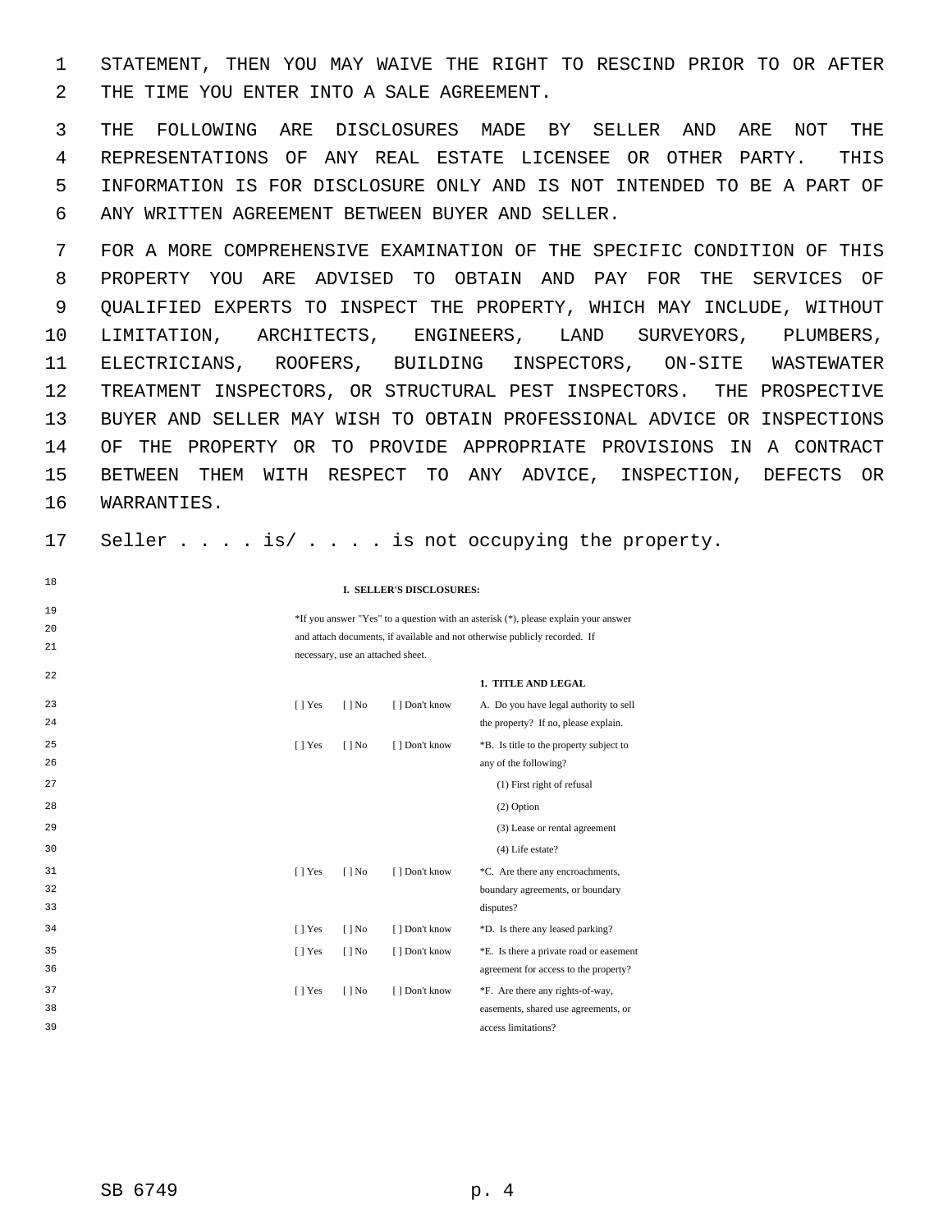STATEMENT, THEN YOU MAY WAIVE THE RIGHT TO RESCIND PRIOR TO OR AFTER THE TIME YOU ENTER INTO A SALE AGREEMENT.

THE FOLLOWING ARE DISCLOSURES MADE BY SELLER AND ARE NOT THE REPRESENTATIONS OF ANY REAL ESTATE LICENSEE OR OTHER PARTY. THIS INFORMATION IS FOR DISCLOSURE ONLY AND IS NOT INTENDED TO BE A PART OF ANY WRITTEN AGREEMENT BETWEEN BUYER AND SELLER.

FOR A MORE COMPREHENSIVE EXAMINATION OF THE SPECIFIC CONDITION OF THIS PROPERTY YOU ARE ADVISED TO OBTAIN AND PAY FOR THE SERVICES OF QUALIFIED EXPERTS TO INSPECT THE PROPERTY, WHICH MAY INCLUDE, WITHOUT LIMITATION, ARCHITECTS, ENGINEERS, LAND SURVEYORS, PLUMBERS, ELECTRICIANS, ROOFERS, BUILDING INSPECTORS, ON-SITE WASTEWATER TREATMENT INSPECTORS, OR STRUCTURAL PEST INSPECTORS. THE PROSPECTIVE BUYER AND SELLER MAY WISH TO OBTAIN PROFESSIONAL ADVICE OR INSPECTIONS OF THE PROPERTY OR TO PROVIDE APPROPRIATE PROVISIONS IN A CONTRACT BETWEEN THEM WITH RESPECT TO ANY ADVICE, INSPECTION, DEFECTS OR WARRANTIES.

Seller . . . . is/ . . . . is not occupying the property.

**I. SELLER'S DISCLOSURES:**

*If you answer "Yes" to a question with an asterisk (*), please explain your answer and attach documents, if available and not otherwise publicly recorded. If necessary, use an attached sheet.

**1. TITLE AND LEGAL**

| | | | |
|---|---|---|---|
| [ ] Yes | [ ] No | [ ] Don't know | A. Do you have legal authority to sell the property? If no, please explain. |
| [ ] Yes | [ ] No | [ ] Don't know | *B. Is title to the property subject to any of the following? |
| | | | (1) First right of refusal |
| | | | (2) Option |
| | | | (3) Lease or rental agreement |
| | | | (4) Life estate? |
| [ ] Yes | [ ] No | [ ] Don't know | *C. Are there any encroachments, boundary agreements, or boundary disputes? |
| [ ] Yes | [ ] No | [ ] Don't know | *D. Is there any leased parking? |
| [ ] Yes | [ ] No | [ ] Don't know | *E. Is there a private road or easement agreement for access to the property? |
| [ ] Yes | [ ] No | [ ] Don't know | *F. Are there any rights-of-way, easements, shared use agreements, or access limitations? |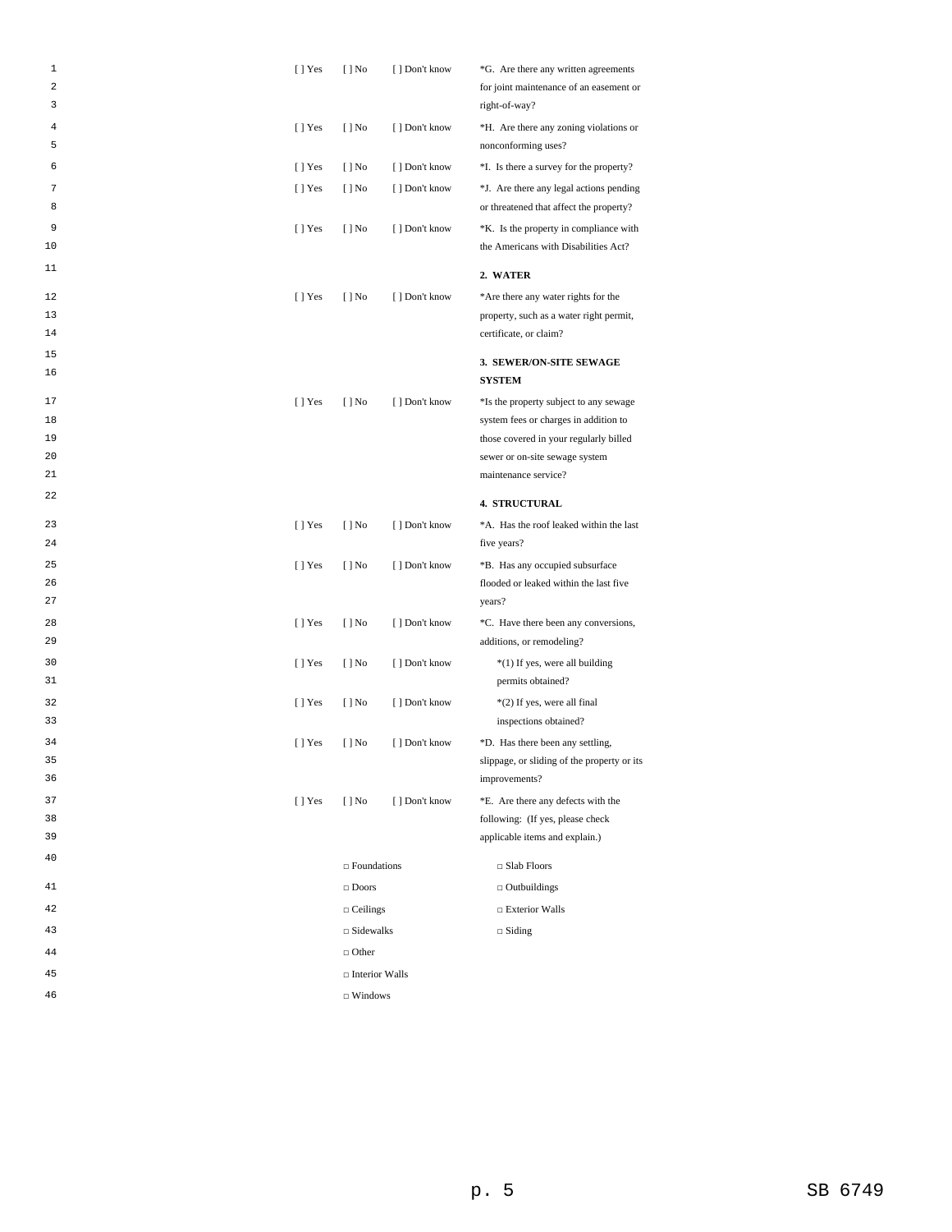| | | | |
|---|---|---|---|
| [ ] Yes | [ ] No | [ ] Don't know | *G. Are there any written agreements for joint maintenance of an easement or right-of-way? |
| [ ] Yes | [ ] No | [ ] Don't know | *H. Are there any zoning violations or nonconforming uses? |
| [ ] Yes | [ ] No | [ ] Don't know | *I. Is there a survey for the property? |
| [ ] Yes | [ ] No | [ ] Don't know | *J. Are there any legal actions pending or threatened that affect the property? |
| [ ] Yes | [ ] No | [ ] Don't know | *K. Is the property in compliance with the Americans with Disabilities Act? |

**2. WATER**

| | | | |
|---|---|---|---|
| [ ] Yes | [ ] No | [ ] Don't know | *Are there any water rights for the property, such as a water right permit, certificate, or claim? |

**3. SEWER/ON-SITE SEWAGE SYSTEM**

| | | | |
|---|---|---|---|
| [ ] Yes | [ ] No | [ ] Don't know | *Is the property subject to any sewage system fees or charges in addition to those covered in your regularly billed sewer or on-site sewage system maintenance service? |

**4. STRUCTURAL**

| | | | |
|---|---|---|---|
| [ ] Yes | [ ] No | [ ] Don't know | *A. Has the roof leaked within the last five years? |
| [ ] Yes | [ ] No | [ ] Don't know | *B. Has any occupied subsurface flooded or leaked within the last five years? |
| [ ] Yes | [ ] No | [ ] Don't know | *C. Have there been any conversions, additions, or remodeling? |
| [ ] Yes | [ ] No | [ ] Don't know | *(1) If yes, were all building permits obtained? |
| [ ] Yes | [ ] No | [ ] Don't know | *(2) If yes, were all final inspections obtained? |
| [ ] Yes | [ ] No | [ ] Don't know | *D. Has there been any settling, slippage, or sliding of the property or its improvements? |
| [ ] Yes | [ ] No | [ ] Don't know | *E. Are there any defects with the following: (If yes, please check applicable items and explain.) |

| | |
|---|---|
| □ Foundations | □ Slab Floors |
| □ Doors | □ Outbuildings |
| □ Ceilings | □ Exterior Walls |
| □ Sidewalks | □ Siding |
| □ Other | |
| □ Interior Walls | |
| □ Windows | |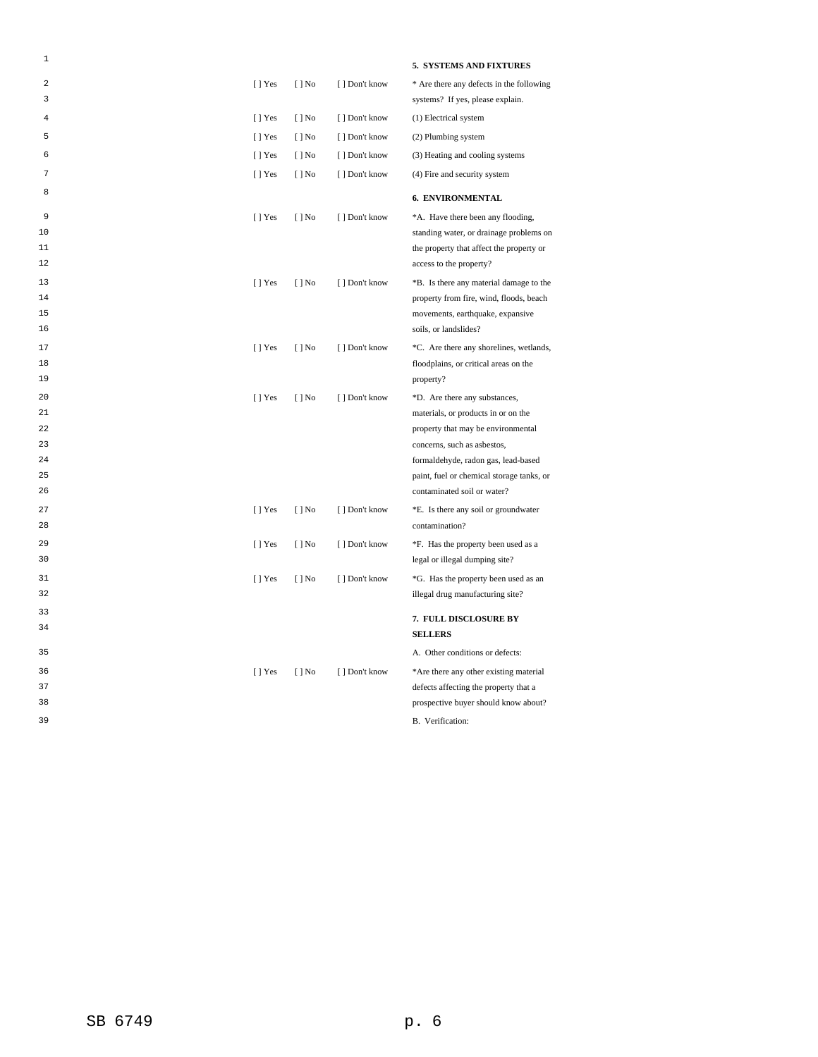**5. SYSTEMS AND FIXTURES**

| | | | |
|---|---|---|---|
| [ ] Yes | [ ] No | [ ] Don't know | * Are there any defects in the following systems? If yes, please explain. |
| [ ] Yes | [ ] No | [ ] Don't know | (1) Electrical system |
| [ ] Yes | [ ] No | [ ] Don't know | (2) Plumbing system |
| [ ] Yes | [ ] No | [ ] Don't know | (3) Heating and cooling systems |
| [ ] Yes | [ ] No | [ ] Don't know | (4) Fire and security system |

**6. ENVIRONMENTAL**

| | | | |
|---|---|---|---|
| [ ] Yes | [ ] No | [ ] Don't know | *A. Have there been any flooding, standing water, or drainage problems on the property that affect the property or access to the property? |
| [ ] Yes | [ ] No | [ ] Don't know | *B. Is there any material damage to the property from fire, wind, floods, beach movements, earthquake, expansive soils, or landslides? |
| [ ] Yes | [ ] No | [ ] Don't know | *C. Are there any shorelines, wetlands, floodplains, or critical areas on the property? |
| [ ] Yes | [ ] No | [ ] Don't know | *D. Are there any substances, materials, or products in or on the property that may be environmental concerns, such as asbestos, formaldehyde, radon gas, lead-based paint, fuel or chemical storage tanks, or contaminated soil or water? |
| [ ] Yes | [ ] No | [ ] Don't know | *E. Is there any soil or groundwater contamination? |
| [ ] Yes | [ ] No | [ ] Don't know | *F. Has the property been used as a legal or illegal dumping site? |
| [ ] Yes | [ ] No | [ ] Don't know | *G. Has the property been used as an illegal drug manufacturing site? |

**7. FULL DISCLOSURE BY SELLERS**

A. Other conditions or defects:

| | | | |
|---|---|---|---|
| [ ] Yes | [ ] No | [ ] Don't know | *Are there any other existing material defects affecting the property that a prospective buyer should know about? |

B. Verification: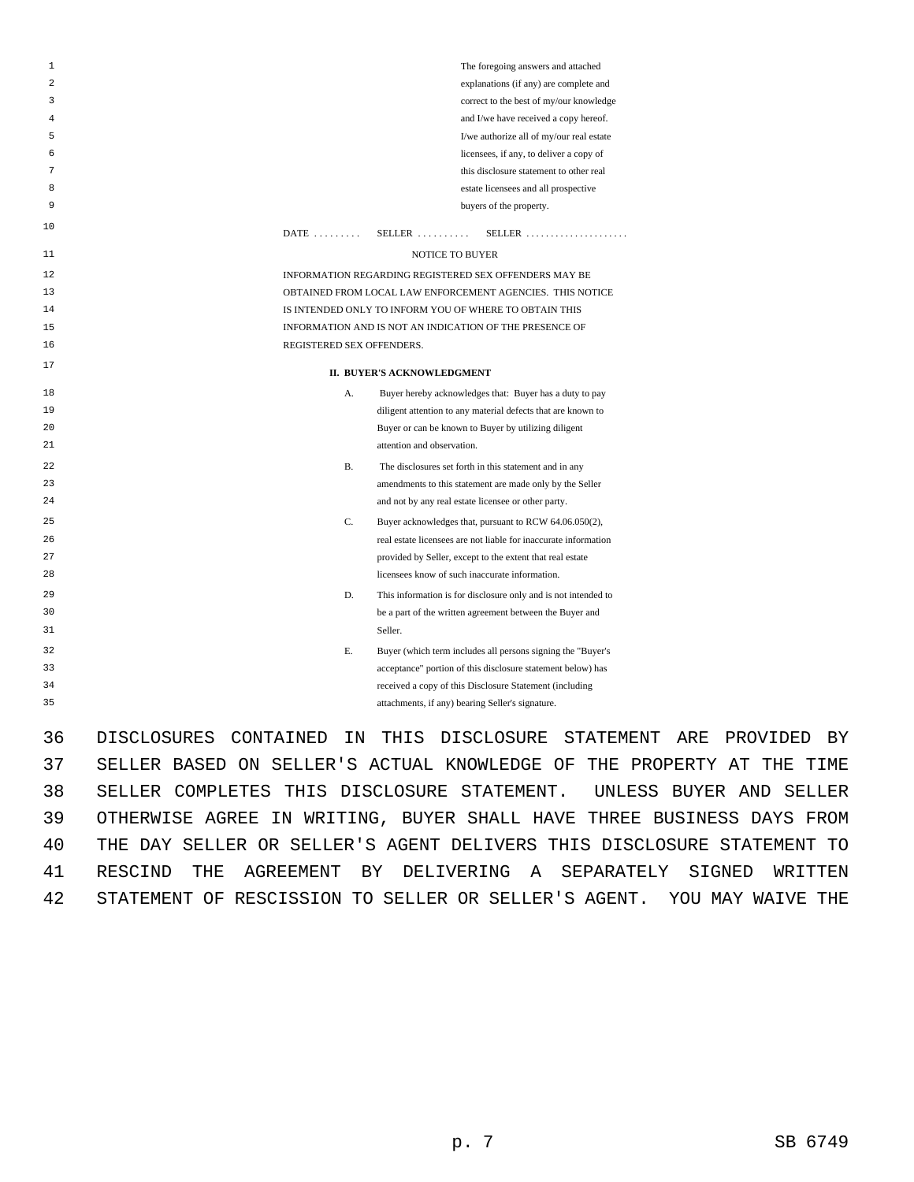The foregoing answers and attached explanations (if any) are complete and correct to the best of my/our knowledge and I/we have received a copy hereof. I/we authorize all of my/our real estate licensees, if any, to deliver a copy of this disclosure statement to other real estate licensees and all prospective buyers of the property.

DATE . . . . . . . . . SELLER . . . . . . . . . . SELLER . . . . . . . . . . . . . . . . . . . .

NOTICE TO BUYER

INFORMATION REGARDING REGISTERED SEX OFFENDERS MAY BE OBTAINED FROM LOCAL LAW ENFORCEMENT AGENCIES. THIS NOTICE IS INTENDED ONLY TO INFORM YOU OF WHERE TO OBTAIN THIS INFORMATION AND IS NOT AN INDICATION OF THE PRESENCE OF REGISTERED SEX OFFENDERS.

**II. BUYER'S ACKNOWLEDGMENT**

A. Buyer hereby acknowledges that: Buyer has a duty to pay diligent attention to any material defects that are known to Buyer or can be known to Buyer by utilizing diligent attention and observation.

B. The disclosures set forth in this statement and in any amendments to this statement are made only by the Seller and not by any real estate licensee or other party.

C. Buyer acknowledges that, pursuant to RCW 64.06.050(2), real estate licensees are not liable for inaccurate information provided by Seller, except to the extent that real estate licensees know of such inaccurate information.

D. This information is for disclosure only and is not intended to be a part of the written agreement between the Buyer and Seller.

E. Buyer (which term includes all persons signing the "Buyer's acceptance" portion of this disclosure statement below) has received a copy of this Disclosure Statement (including attachments, if any) bearing Seller's signature.

DISCLOSURES CONTAINED IN THIS DISCLOSURE STATEMENT ARE PROVIDED BY SELLER BASED ON SELLER'S ACTUAL KNOWLEDGE OF THE PROPERTY AT THE TIME SELLER COMPLETES THIS DISCLOSURE STATEMENT. UNLESS BUYER AND SELLER OTHERWISE AGREE IN WRITING, BUYER SHALL HAVE THREE BUSINESS DAYS FROM THE DAY SELLER OR SELLER'S AGENT DELIVERS THIS DISCLOSURE STATEMENT TO RESCIND THE AGREEMENT BY DELIVERING A SEPARATELY SIGNED WRITTEN STATEMENT OF RESCISSION TO SELLER OR SELLER'S AGENT. YOU MAY WAIVE THE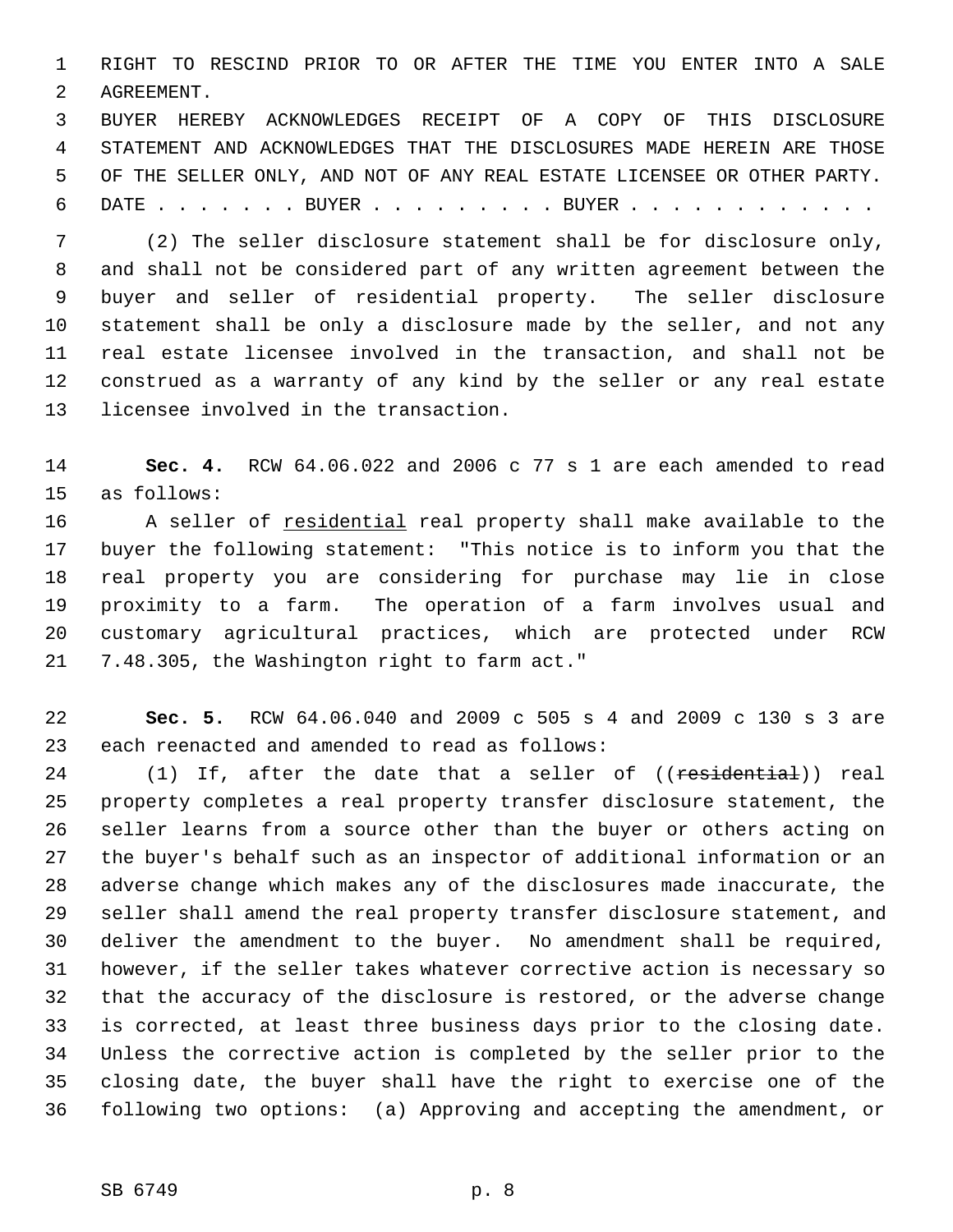RIGHT TO RESCIND PRIOR TO OR AFTER THE TIME YOU ENTER INTO A SALE AGREEMENT.

BUYER HEREBY ACKNOWLEDGES RECEIPT OF A COPY OF THIS DISCLOSURE STATEMENT AND ACKNOWLEDGES THAT THE DISCLOSURES MADE HEREIN ARE THOSE OF THE SELLER ONLY, AND NOT OF ANY REAL ESTATE LICENSEE OR OTHER PARTY.

DATE . . . . . . . BUYER . . . . . . . . . BUYER . . . . . . . . . . . .

(2) The seller disclosure statement shall be for disclosure only, and shall not be considered part of any written agreement between the buyer and seller of residential property. The seller disclosure statement shall be only a disclosure made by the seller, and not any real estate licensee involved in the transaction, and shall not be construed as a warranty of any kind by the seller or any real estate licensee involved in the transaction.

**Sec. 4.** RCW 64.06.022 and 2006 c 77 s 1 are each amended to read as follows:

A seller of residential real property shall make available to the buyer the following statement: "This notice is to inform you that the real property you are considering for purchase may lie in close proximity to a farm. The operation of a farm involves usual and customary agricultural practices, which are protected under RCW 7.48.305, the Washington right to farm act."

**Sec. 5.** RCW 64.06.040 and 2009 c 505 s 4 and 2009 c 130 s 3 are each reenacted and amended to read as follows:

(1) If, after the date that a seller of ((~~residential~~)) real property completes a real property transfer disclosure statement, the seller learns from a source other than the buyer or others acting on the buyer's behalf such as an inspector of additional information or an adverse change which makes any of the disclosures made inaccurate, the seller shall amend the real property transfer disclosure statement, and deliver the amendment to the buyer. No amendment shall be required, however, if the seller takes whatever corrective action is necessary so that the accuracy of the disclosure is restored, or the adverse change is corrected, at least three business days prior to the closing date. Unless the corrective action is completed by the seller prior to the closing date, the buyer shall have the right to exercise one of the following two options: (a) Approving and accepting the amendment, or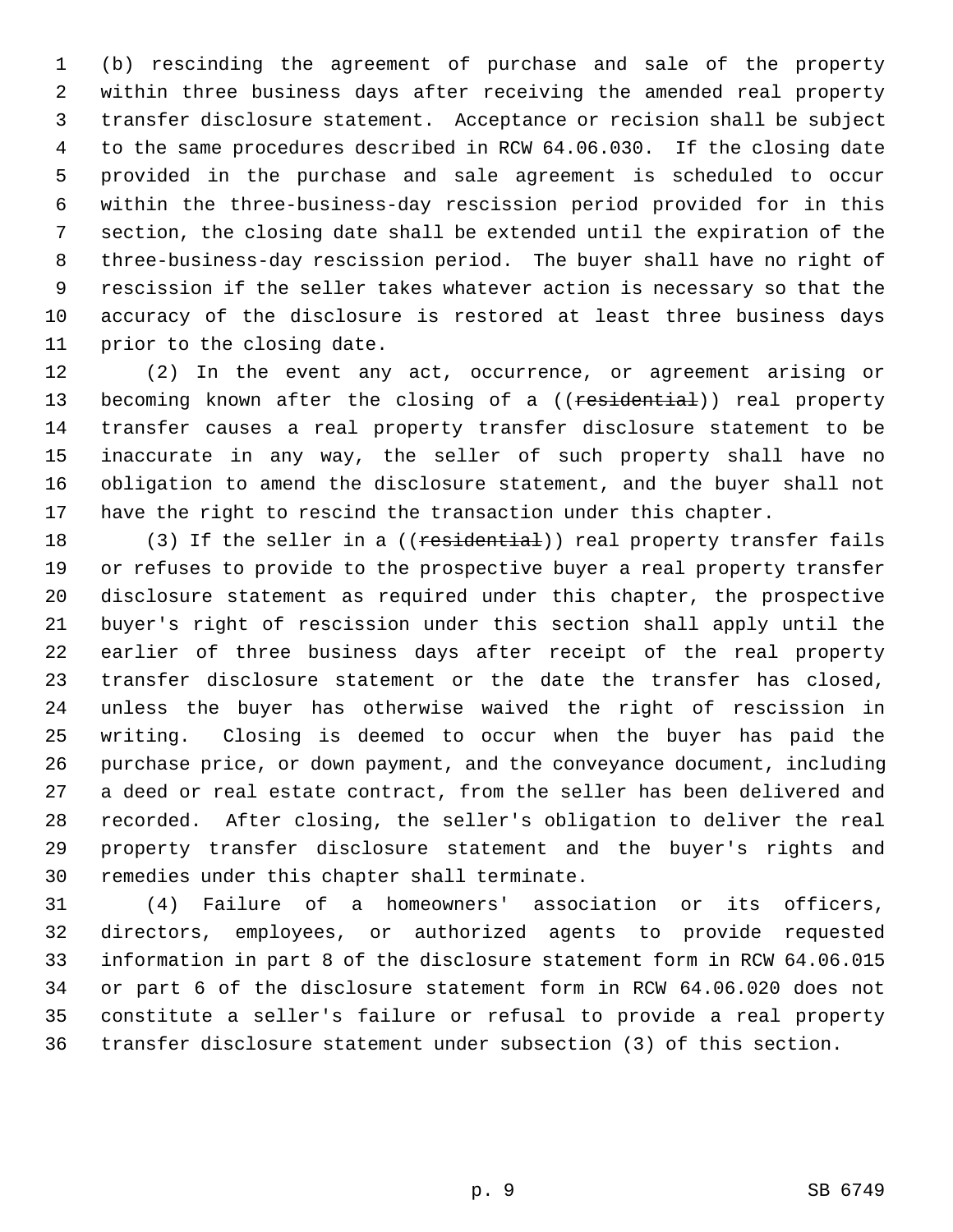(b) rescinding the agreement of purchase and sale of the property within three business days after receiving the amended real property transfer disclosure statement. Acceptance or recision shall be subject to the same procedures described in RCW 64.06.030. If the closing date provided in the purchase and sale agreement is scheduled to occur within the three-business-day rescission period provided for in this section, the closing date shall be extended until the expiration of the three-business-day rescission period. The buyer shall have no right of rescission if the seller takes whatever action is necessary so that the accuracy of the disclosure is restored at least three business days prior to the closing date.

(2) In the event any act, occurrence, or agreement arising or becoming known after the closing of a ((~~residential~~)) real property transfer causes a real property transfer disclosure statement to be inaccurate in any way, the seller of such property shall have no obligation to amend the disclosure statement, and the buyer shall not have the right to rescind the transaction under this chapter.

(3) If the seller in a ((~~residential~~)) real property transfer fails or refuses to provide to the prospective buyer a real property transfer disclosure statement as required under this chapter, the prospective buyer's right of rescission under this section shall apply until the earlier of three business days after receipt of the real property transfer disclosure statement or the date the transfer has closed, unless the buyer has otherwise waived the right of rescission in writing. Closing is deemed to occur when the buyer has paid the purchase price, or down payment, and the conveyance document, including a deed or real estate contract, from the seller has been delivered and recorded. After closing, the seller's obligation to deliver the real property transfer disclosure statement and the buyer's rights and remedies under this chapter shall terminate.

(4) Failure of a homeowners' association or its officers, directors, employees, or authorized agents to provide requested information in part 8 of the disclosure statement form in RCW 64.06.015 or part 6 of the disclosure statement form in RCW 64.06.020 does not constitute a seller's failure or refusal to provide a real property transfer disclosure statement under subsection (3) of this section.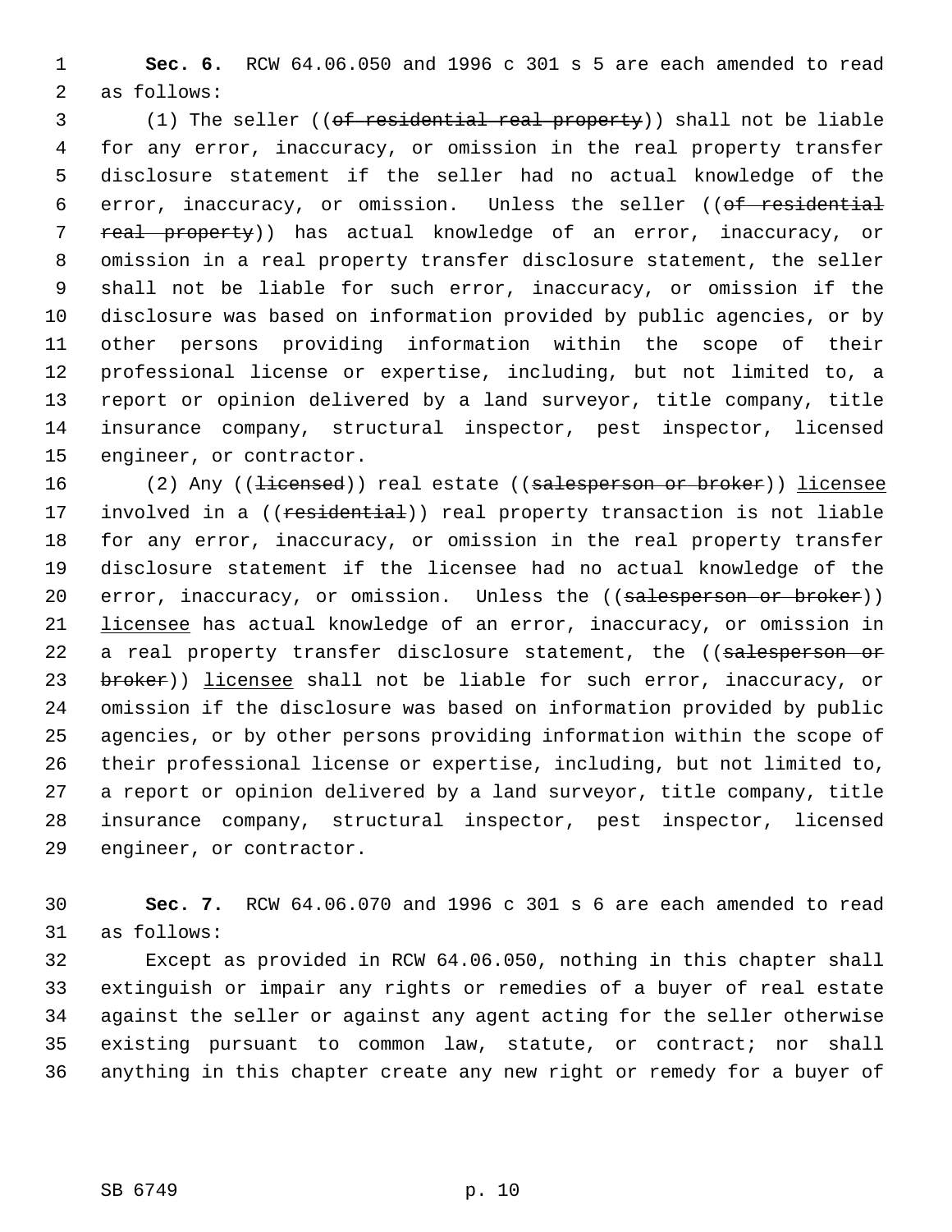**Sec. 6.** RCW 64.06.050 and 1996 c 301 s 5 are each amended to read as follows:

(1) The seller ((~~of residential real property~~)) shall not be liable for any error, inaccuracy, or omission in the real property transfer disclosure statement if the seller had no actual knowledge of the error, inaccuracy, or omission. Unless the seller ((~~of residential real property~~)) has actual knowledge of an error, inaccuracy, or omission in a real property transfer disclosure statement, the seller shall not be liable for such error, inaccuracy, or omission if the disclosure was based on information provided by public agencies, or by other persons providing information within the scope of their professional license or expertise, including, but not limited to, a report or opinion delivered by a land surveyor, title company, title insurance company, structural inspector, pest inspector, licensed engineer, or contractor.

(2) Any ((~~licensed~~)) real estate ((~~salesperson or broker~~)) <u>licensee</u> involved in a ((~~residential~~)) real property transaction is not liable for any error, inaccuracy, or omission in the real property transfer disclosure statement if the licensee had no actual knowledge of the error, inaccuracy, or omission. Unless the ((~~salesperson or broker~~)) <u>licensee</u> has actual knowledge of an error, inaccuracy, or omission in a real property transfer disclosure statement, the ((~~salesperson or broker~~)) <u>licensee</u> shall not be liable for such error, inaccuracy, or omission if the disclosure was based on information provided by public agencies, or by other persons providing information within the scope of their professional license or expertise, including, but not limited to, a report or opinion delivered by a land surveyor, title company, title insurance company, structural inspector, pest inspector, licensed engineer, or contractor.

**Sec. 7.** RCW 64.06.070 and 1996 c 301 s 6 are each amended to read as follows:

Except as provided in RCW 64.06.050, nothing in this chapter shall extinguish or impair any rights or remedies of a buyer of real estate against the seller or against any agent acting for the seller otherwise existing pursuant to common law, statute, or contract; nor shall anything in this chapter create any new right or remedy for a buyer of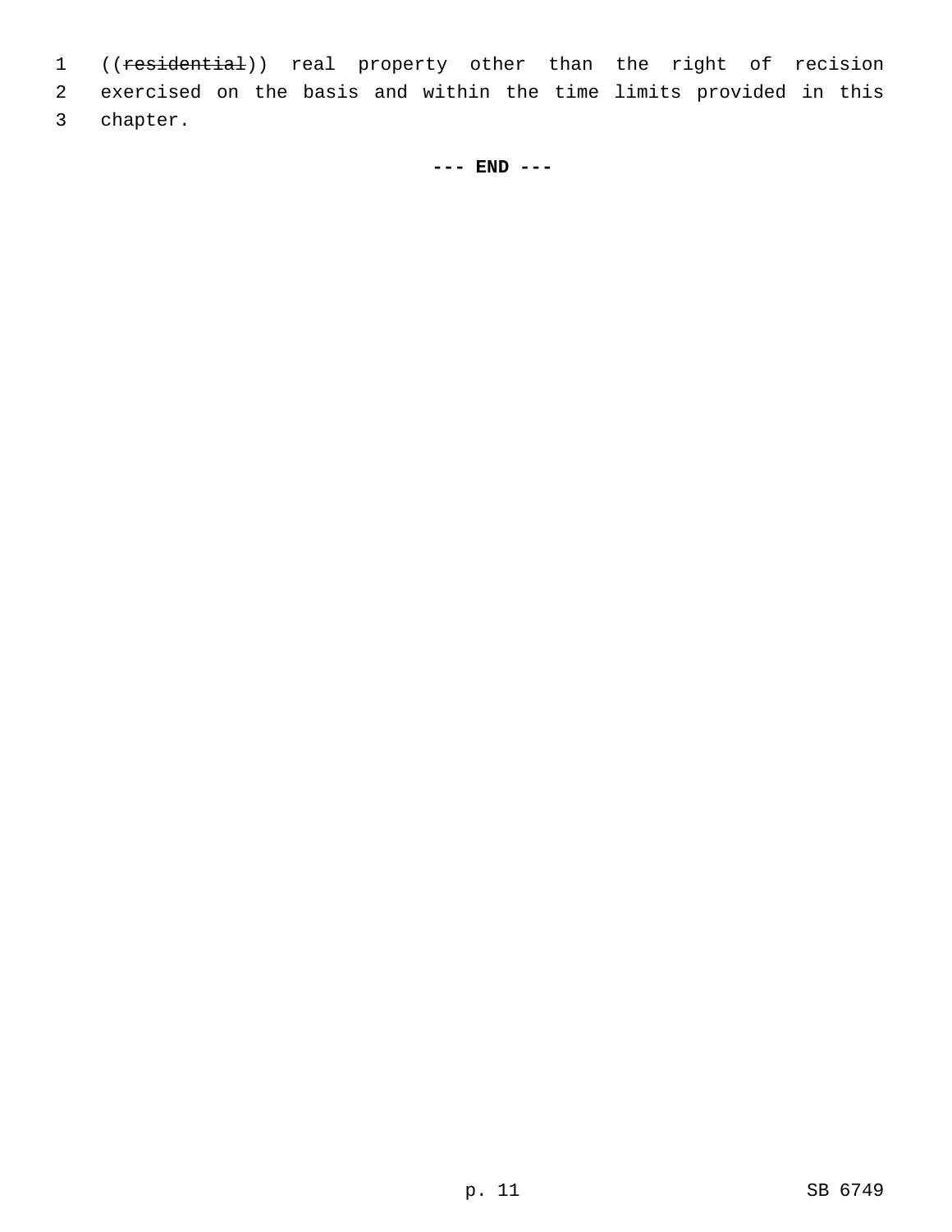((~~residential~~)) real property other than the right of recision exercised on the basis and within the time limits provided in this chapter.

**--- END ---**